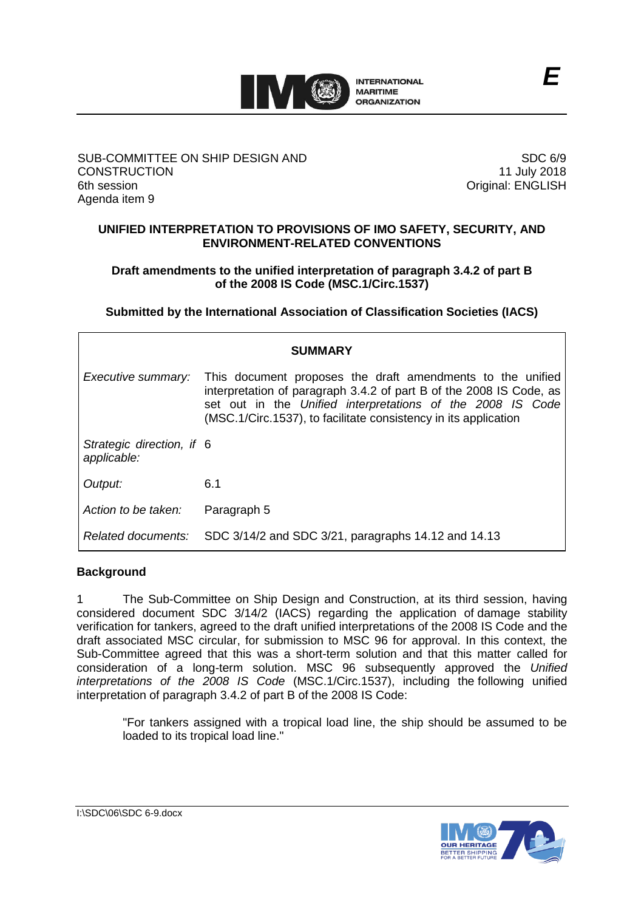**E**

SUB-COMMITTEE ON SHIP DESIGN AND CONSTRUCTION
6th session
Agenda item 9

SDC 6/9
11 July 2018
Original: ENGLISH

## UNIFIED INTERPRETATION TO PROVISIONS OF IMO SAFETY, SECURITY, AND ENVIRONMENT-RELATED CONVENTIONS

### Draft amendments to the unified interpretation of paragraph 3.4.2 of part B of the 2008 IS Code (MSC.1/Circ.1537)

**Submitted by the International Association of Classification Societies (IACS)**

| SUMMARY | |
|---|---|
| *Executive summary:* | This document proposes the draft amendments to the unified interpretation of paragraph 3.4.2 of part B of the 2008 IS Code, as set out in the *Unified interpretations of the 2008 IS Code* (MSC.1/Circ.1537), to facilitate consistency in its application |
| *Strategic direction, if applicable:* | 6 |
| *Output:* | 6.1 |
| *Action to be taken:* | Paragraph 5 |
| *Related documents:* | SDC 3/14/2 and SDC 3/21, paragraphs 14.12 and 14.13 |

**Background**

1 The Sub-Committee on Ship Design and Construction, at its third session, having considered document SDC 3/14/2 (IACS) regarding the application of damage stability verification for tankers, agreed to the draft unified interpretations of the 2008 IS Code and the draft associated MSC circular, for submission to MSC 96 for approval. In this context, the Sub-Committee agreed that this was a short-term solution and that this matter called for consideration of a long-term solution. MSC 96 subsequently approved the *Unified interpretations of the 2008 IS Code* (MSC.1/Circ.1537), including the following unified interpretation of paragraph 3.4.2 of part B of the 2008 IS Code:

> "For tankers assigned with a tropical load line, the ship should be assumed to be loaded to its tropical load line."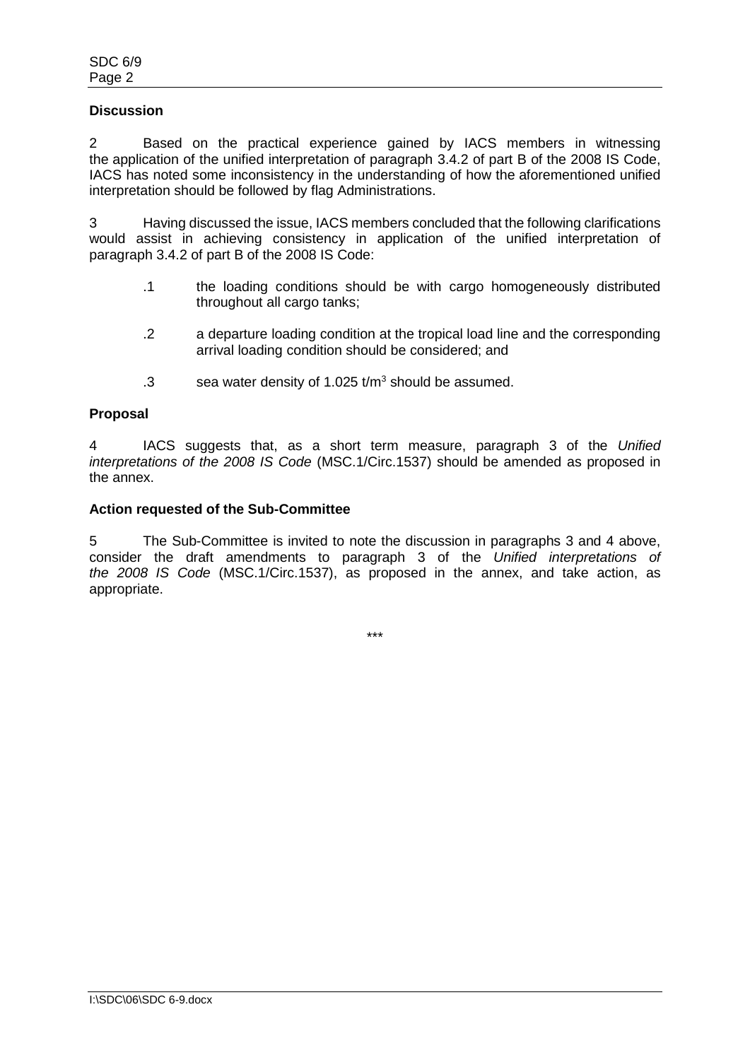**Discussion**

2 Based on the practical experience gained by IACS members in witnessing the application of the unified interpretation of paragraph 3.4.2 of part B of the 2008 IS Code, IACS has noted some inconsistency in the understanding of how the aforementioned unified interpretation should be followed by flag Administrations.

3 Having discussed the issue, IACS members concluded that the following clarifications would assist in achieving consistency in application of the unified interpretation of paragraph 3.4.2 of part B of the 2008 IS Code:

.1 the loading conditions should be with cargo homogeneously distributed throughout all cargo tanks;

.2 a departure loading condition at the tropical load line and the corresponding arrival loading condition should be considered; and

.3 sea water density of 1.025 t/m$^3$ should be assumed.

**Proposal**

4 IACS suggests that, as a short term measure, paragraph 3 of the *Unified interpretations of the 2008 IS Code* (MSC.1/Circ.1537) should be amended as proposed in the annex.

**Action requested of the Sub-Committee**

5 The Sub-Committee is invited to note the discussion in paragraphs 3 and 4 above, consider the draft amendments to paragraph 3 of the *Unified interpretations of the 2008 IS Code* (MSC.1/Circ.1537), as proposed in the annex, and take action, as appropriate.

***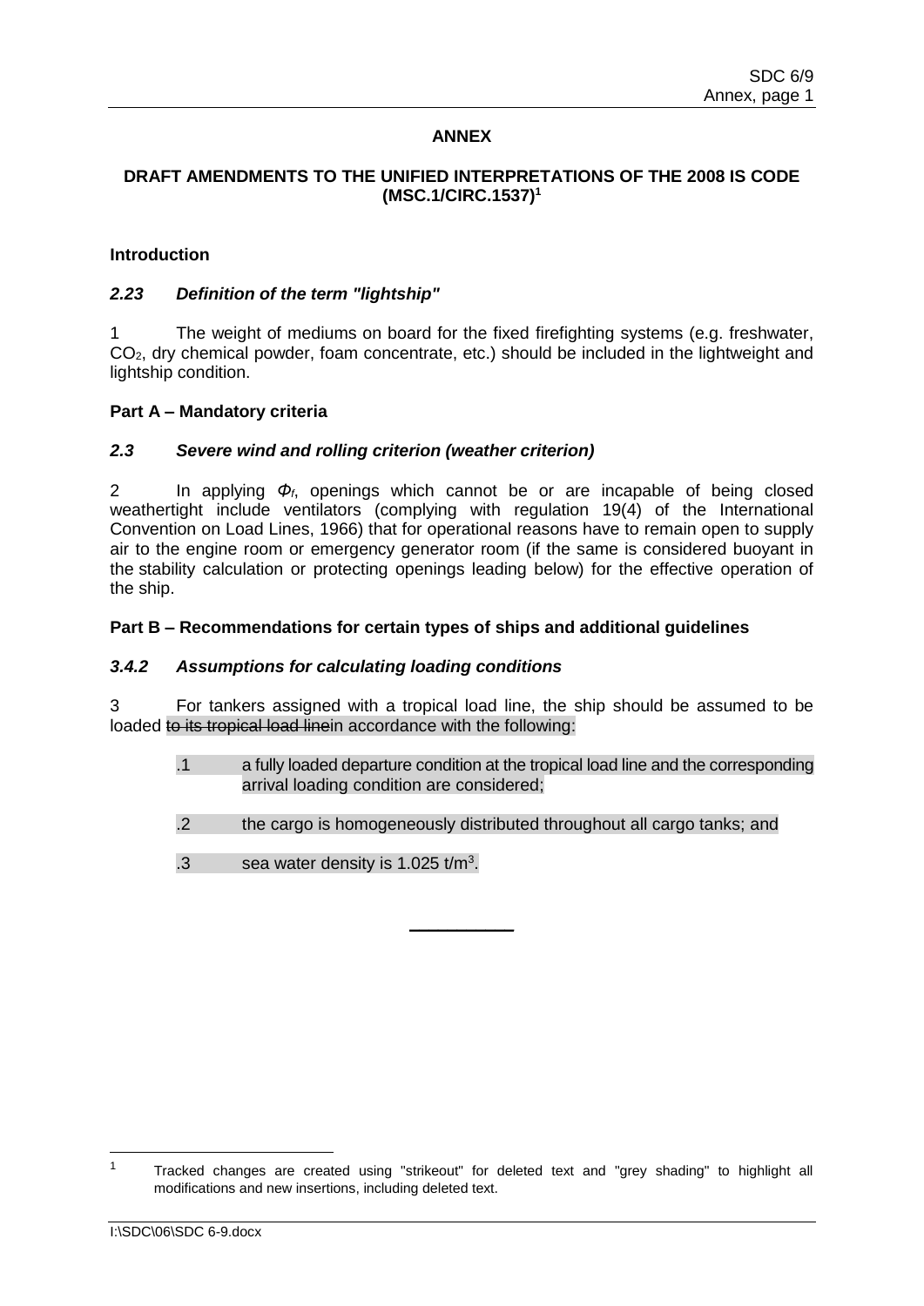# ANNEX

## DRAFT AMENDMENTS TO THE UNIFIED INTERPRETATIONS OF THE 2008 IS CODE (MSC.1/CIRC.1537)[1]

### Introduction

#### *2.23 Definition of the term "lightship"*

1 The weight of mediums on board for the fixed firefighting systems (e.g. freshwater, $CO_2$, dry chemical powder, foam concentrate, etc.) should be included in the lightweight and lightship condition.

### Part A – Mandatory criteria

#### *2.3 Severe wind and rolling criterion (weather criterion)*

2 In applying $\Phi_f$, openings which cannot be or are incapable of being closed weathertight include ventilators (complying with regulation 19(4) of the International Convention on Load Lines, 1966) that for operational reasons have to remain open to supply air to the engine room or emergency generator room (if the same is considered buoyant in the stability calculation or protecting openings leading below) for the effective operation of the ship.

### Part B – Recommendations for certain types of ships and additional guidelines

#### *3.4.2 Assumptions for calculating loading conditions*

3 For tankers assigned with a tropical load line, the ship should be assumed to be loaded ~~to its tropical load line~~in accordance with the following:

.1 a fully loaded departure condition at the tropical load line and the corresponding arrival loading condition are considered;

.2 the cargo is homogeneously distributed throughout all cargo tanks; and

.3 sea water density is 1.025 t/m$^3$.

---

[1] Tracked changes are created using "strikeout" for deleted text and "grey shading" to highlight all modifications and new insertions, including deleted text.